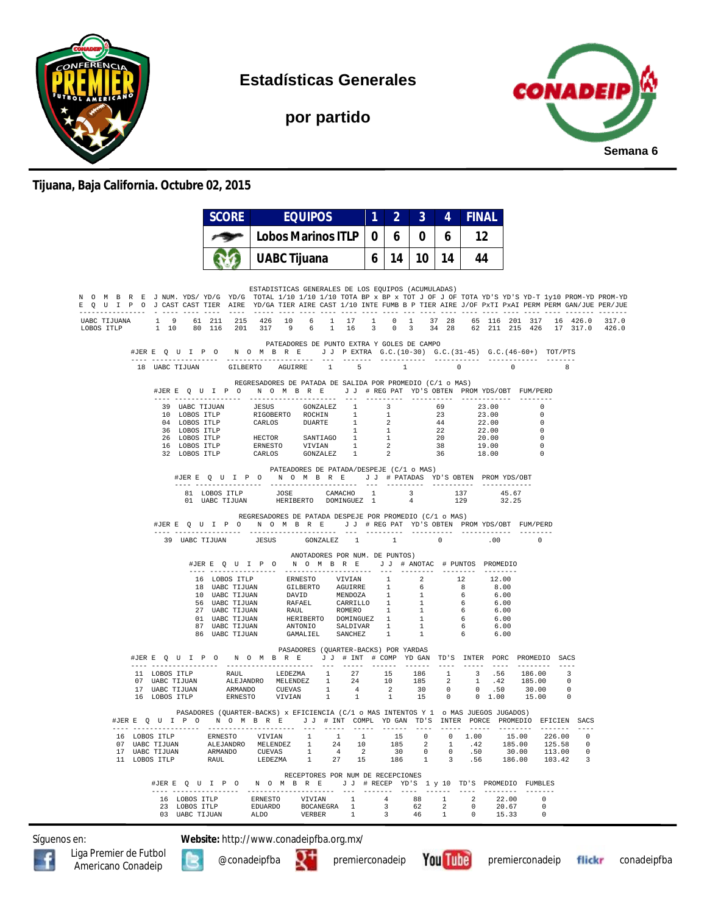# Estadísticas Generales

## por partido

Semana 6

**Tijuana, Baja California. Octubre 02, 2015**

| SCORE | EQUIPOS | 1 | 2 | 3 | 4 | FINAL |
|---|---|---|---|---|---|---|
| | Lobos Marinos ITLP | 0 | 6 | 0 | 6 | 12 |
| | UABC Tijuana | 6 | 14 | 10 | 14 | 44 |

### ESTADISTICAS GENERALES DE LOS EQUIPOS (ACUMULADAS)

| NOMBRE EQUIPO | J J | NUM. CAST | YDS/ CAST | YD/G TIER | YD/G AIRE | TOTAL YD/GA | 1/10 TIER | 1/10 AIRE | 1/10 CAST | TOTA 1/10 | BP x INTE | BP x FUMB | TOT B P | J OF TIER | J OF AIRE | TOTA J/OF | YD'S PxTI | YD'S PxAI | YD-T PERM | 1y10 PERM | PROM-YD GAN/JUE | PROM-YD PER/JUE |
|---|---|---|---|---|---|---|---|---|---|---|---|---|---|---|---|---|---|---|---|---|---|---|
| UABC TIJUANA | 1 | 9 | 61 | 211 | 215 | 426 | 10 | 6 | 1 | 17 | 1 | 0 | 1 | 37 | 28 | 65 | 116 | 201 | 317 | 16 | 426.0 | 317.0 |
| LOBOS ITLP | 1 | 10 | 80 | 116 | 201 | 317 | 9 | 6 | 1 | 16 | 3 | 0 | 3 | 34 | 28 | 62 | 211 | 215 | 426 | 17 | 317.0 | 426.0 |

### PATEADORES DE PUNTO EXTRA Y GOLES DE CAMPO

| #JER | EQUIPO | NOMBRE | | J J | P EXTRA | G.C.(10-30) | G.C.(31-45) | G.C.(46-60+) | TOT/PTS |
|---|---|---|---|---|---|---|---|---|---|
| 18 | UABC TIJUAN | GILBERTO | AGUIRRE | 1 | 5 | 1 | 0 | 0 | 8 |

### REGRESADORES DE PATADA DE SALIDA POR PROMEDIO (C/1 o MAS)

| #JER | EQUIPO | NOMBRE | | J J | # REG PAT | YD'S OBTEN | PROM YDS/OBT | FUM/PERD |
|---|---|---|---|---|---|---|---|---|
| 39 | UABC TIJUAN | JESUS | GONZALEZ | 1 | 3 | 69 | 23.00 | 0 |
| 10 | LOBOS ITLP | RIGOBERTO | ROCHIN | 1 | 1 | 23 | 23.00 | 0 |
| 04 | LOBOS ITLP | CARLOS | DUARTE | 1 | 2 | 44 | 22.00 | 0 |
| 36 | LOBOS ITLP | | | 1 | 1 | 22 | 22.00 | 0 |
| 26 | LOBOS ITLP | HECTOR | SANTIAGO | 1 | 1 | 20 | 20.00 | 0 |
| 16 | LOBOS ITLP | ERNESTO | VIVIAN | 1 | 2 | 38 | 19.00 | 0 |
| 32 | LOBOS ITLP | CARLOS | GONZALEZ | 1 | 2 | 36 | 18.00 | 0 |

### PATEADORES DE PATADA/DESPEJE (C/1 o MAS)

| #JER | EQUIPO | NOMBRE | | J J | # PATADAS | YD'S OBTEN | PROM YDS/OBT |
|---|---|---|---|---|---|---|---|
| 81 | LOBOS ITLP | JOSE | CAMACHO | 1 | 3 | 137 | 45.67 |
| 01 | UABC TIJUAN | HERIBERTO | DOMINGUEZ | 1 | 4 | 129 | 32.25 |

### REGRESADORES DE PATADA DESPEJE POR PROMEDIO (C/1 o MAS)

| #JER | EQUIPO | NOMBRE | | J J | # REG PAT | YD'S OBTEN | PROM YDS/OBT | FUM/PERD |
|---|---|---|---|---|---|---|---|---|
| 39 | UABC TIJUAN | JESUS | GONZALEZ | 1 | 1 | 0 | .00 | 0 |

### ANOTADORES POR NUM. DE PUNTOS)

| #JER | EQUIPO | NOMBRE | | J J | # ANOTAC | # PUNTOS | PROMEDIO |
|---|---|---|---|---|---|---|---|
| 16 | LOBOS ITLP | ERNESTO | VIVIAN | 1 | 2 | 12 | 12.00 |
| 18 | UABC TIJUAN | GILBERTO | AGUIRRE | 1 | 6 | 8 | 8.00 |
| 10 | UABC TIJUAN | DAVID | MENDOZA | 1 | 1 | 6 | 6.00 |
| 56 | UABC TIJUAN | RAFAEL | CARRILLO | 1 | 1 | 6 | 6.00 |
| 27 | UABC TIJUAN | RAUL | ROMERO | 1 | 1 | 6 | 6.00 |
| 01 | UABC TIJUAN | HERIBERTO | DOMINGUEZ | 1 | 1 | 6 | 6.00 |
| 87 | UABC TIJUAN | ANTONIO | SALDIVAR | 1 | 1 | 6 | 6.00 |
| 86 | UABC TIJUAN | GAMALIEL | SANCHEZ | 1 | 1 | 6 | 6.00 |

### PASADORES (QUARTER-BACKS) POR YARDAS

| #JER | EQUIPO | NOMBRE | | J J | # INT | # COMP | YD GAN | TD'S | INTER | PORC | PROMEDIO | SACS |
|---|---|---|---|---|---|---|---|---|---|---|---|---|
| 11 | LOBOS ITLP | RAUL | LEDEZMA | 1 | 27 | 15 | 186 | 1 | 3 | .56 | 186.00 | 3 |
| 07 | UABC TIJUAN | ALEJANDRO | MELENDEZ | 1 | 24 | 10 | 185 | 2 | 1 | .42 | 185.00 | 0 |
| 17 | UABC TIJUAN | ARMANDO | CUEVAS | 1 | 4 | 2 | 30 | 0 | 0 | .50 | 30.00 | 0 |
| 16 | LOBOS ITLP | ERNESTO | VIVIAN | 1 | 1 | 1 | 15 | 0 | 0 | 1.00 | 15.00 | 0 |

### PASADORES (QUARTER-BACKS) x EFICIENCIA (C/1 o MAS INTENTOS Y 1 o MAS JUEGOS JUGADOS)

| #JER | EQUIPO | NOMBRE | | J J | # INT | COMPL | YD GAN | TD'S | INTER | PORCE | PROMEDIO | EFICIEN | SACS |
|---|---|---|---|---|---|---|---|---|---|---|---|---|---|
| 16 | LOBOS ITLP | ERNESTO | VIVIAN | 1 | 1 | 1 | 15 | 0 | 0 | 1.00 | 15.00 | 226.00 | 0 |
| 07 | UABC TIJUAN | ALEJANDRO | MELENDEZ | 1 | 24 | 10 | 185 | 2 | 1 | .42 | 185.00 | 125.58 | 0 |
| 17 | UABC TIJUAN | ARMANDO | CUEVAS | 1 | 4 | 2 | 30 | 0 | 0 | .50 | 30.00 | 113.00 | 0 |
| 11 | LOBOS ITLP | RAUL | LEDEZMA | 1 | 27 | 15 | 186 | 1 | 3 | .56 | 186.00 | 103.42 | 3 |

### RECEPTORES POR NUM DE RECEPCIONES

| #JER | EQUIPO | NOMBRE | | J J | # RECEP | YD'S | 1 y 10 | TD'S | PROMEDIO | FUMBLES |
|---|---|---|---|---|---|---|---|---|---|---|
| 16 | LOBOS ITLP | ERNESTO | VIVIAN | 1 | 4 | 88 | 1 | 2 | 22.00 | 0 |
| 23 | LOBOS ITLP | EDUARDO | BOCANEGRA | 1 | 3 | 62 | 2 | 0 | 20.67 | 0 |
| 03 | UABC TIJUAN | ALDO | VERBER | 1 | 3 | 46 | 1 | 0 | 15.33 | 0 |

Síguenos en: **Website:** http://www.conadeipfba.org.mx/

Liga Premier de Futbol Americano Conadeip | @conadeipfba | premierconadeip | premierconadeip | conadeipfba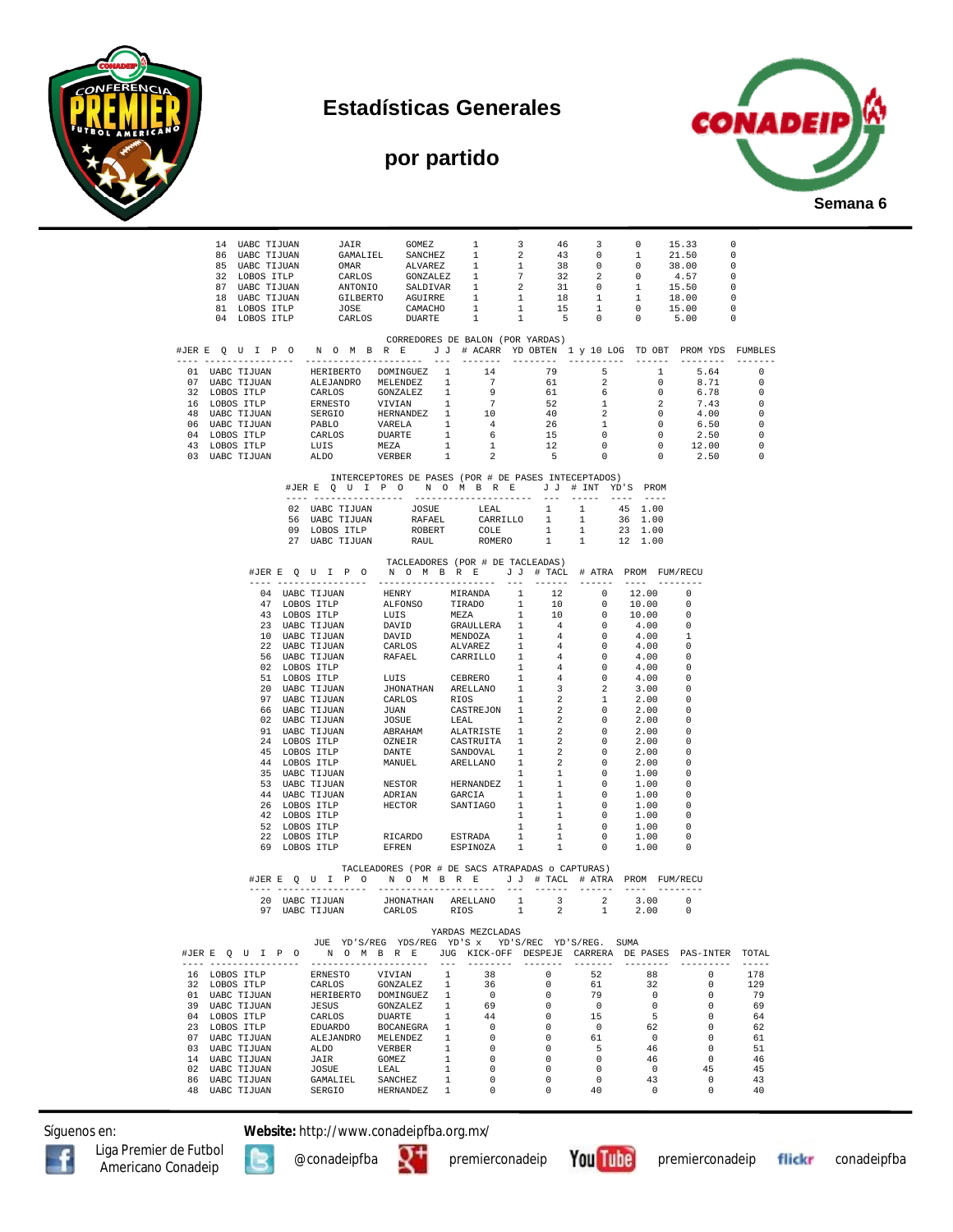# Estadísticas Generales

## por partido

Semana 6

| | | | | | | | | | | |
|---|---|---|---|---|---|---|---|---|---|---|
| 14 | UABC TIJUAN | JAIR | GOMEZ | 1 | 3 | 46 | 3 | 0 | 15.33 | 0 |
| 86 | UABC TIJUAN | GAMALIEL | SANCHEZ | 1 | 2 | 43 | 0 | 1 | 21.50 | 0 |
| 85 | UABC TIJUAN | OMAR | ALVAREZ | 1 | 1 | 38 | 0 | 0 | 38.00 | 0 |
| 32 | LOBOS ITLP | CARLOS | GONZALEZ | 1 | 7 | 32 | 2 | 0 | 4.57 | 0 |
| 87 | UABC TIJUAN | ANTONIO | SALDIVAR | 1 | 2 | 31 | 0 | 1 | 15.50 | 0 |
| 18 | UABC TIJUAN | GILBERTO | AGUIRRE | 1 | 1 | 18 | 1 | 1 | 18.00 | 0 |
| 81 | LOBOS ITLP | JOSE | CAMACHO | 1 | 1 | 15 | 1 | 0 | 15.00 | 0 |
| 04 | LOBOS ITLP | CARLOS | DUARTE | 1 | 1 | 5 | 0 | 0 | 5.00 | 0 |

### CORREDORES DE BALON (POR YARDAS)

| #JER | E Q U I P O | N O M B R E | | J J | # ACARR | YD OBTEN | 1 y 10 LOG | TD OBT | PROM YDS | FUMBLES |
|---|---|---|---|---|---|---|---|---|---|---|
| 01 | UABC TIJUAN | HERIBERTO | DOMINGUEZ | 1 | 14 | 79 | 5 | 1 | 5.64 | 0 |
| 07 | UABC TIJUAN | ALEJANDRO | MELENDEZ | 1 | 7 | 61 | 2 | 0 | 8.71 | 0 |
| 32 | LOBOS ITLP | CARLOS | GONZALEZ | 1 | 9 | 61 | 6 | 0 | 6.78 | 0 |
| 16 | LOBOS ITLP | ERNESTO | VIVIAN | 1 | 7 | 52 | 1 | 2 | 7.43 | 0 |
| 48 | UABC TIJUAN | SERGIO | HERNANDEZ | 1 | 10 | 40 | 2 | 0 | 4.00 | 0 |
| 06 | UABC TIJUAN | PABLO | VARELA | 1 | 4 | 26 | 1 | 0 | 6.50 | 0 |
| 04 | LOBOS ITLP | CARLOS | DUARTE | 1 | 6 | 15 | 0 | 0 | 2.50 | 0 |
| 43 | LOBOS ITLP | LUIS | MEZA | 1 | 1 | 12 | 0 | 0 | 12.00 | 0 |
| 03 | UABC TIJUAN | ALDO | VERBER | 1 | 2 | 5 | 0 | 0 | 2.50 | 0 |

### INTERCEPTORES DE PASES (POR # DE PASES INTECEPTADOS)

| #JER | E Q U I P O | N O M B R E | | J J | # INT | YD'S | PROM |
|---|---|---|---|---|---|---|---|
| 02 | UABC TIJUAN | JOSUE | LEAL | 1 | 1 | 45 | 1.00 |
| 56 | UABC TIJUAN | RAFAEL | CARRILLO | 1 | 1 | 36 | 1.00 |
| 09 | LOBOS ITLP | ROBERT | COLE | 1 | 1 | 23 | 1.00 |
| 27 | UABC TIJUAN | RAUL | ROMERO | 1 | 1 | 12 | 1.00 |

### TACLEADORES (POR # DE TACLEADAS)

| #JER | E Q U I P O | N O M B R E | | J J | # TACL | # ATRA | PROM | FUM/RECU |
|---|---|---|---|---|---|---|---|---|
| 04 | UABC TIJUAN | HENRY | MIRANDA | 1 | 12 | 0 | 12.00 | 0 |
| 47 | LOBOS ITLP | ALFONSO | TIRADO | 1 | 10 | 0 | 10.00 | 0 |
| 43 | LOBOS ITLP | LUIS | MEZA | 1 | 10 | 0 | 10.00 | 0 |
| 23 | UABC TIJUAN | DAVID | GRAULLERA | 1 | 4 | 0 | 4.00 | 0 |
| 10 | UABC TIJUAN | DAVID | MENDOZA | 1 | 4 | 0 | 4.00 | 1 |
| 22 | UABC TIJUAN | CARLOS | ALVAREZ | 1 | 4 | 0 | 4.00 | 0 |
| 56 | UABC TIJUAN | RAFAEL | CARRILLO | 1 | 4 | 0 | 4.00 | 0 |
| 02 | LOBOS ITLP | | | 1 | 4 | 0 | 4.00 | 0 |
| 51 | LOBOS ITLP | LUIS | CEBRERO | 1 | 4 | 0 | 4.00 | 0 |
| 20 | UABC TIJUAN | JHONATHAN | ARELLANO | 1 | 3 | 2 | 3.00 | 0 |
| 97 | UABC TIJUAN | CARLOS | RIOS | 1 | 2 | 1 | 2.00 | 0 |
| 66 | UABC TIJUAN | JUAN | CASTREJON | 1 | 2 | 0 | 2.00 | 0 |
| 02 | UABC TIJUAN | JOSUE | LEAL | 1 | 2 | 0 | 2.00 | 0 |
| 91 | UABC TIJUAN | ABRAHAM | ALATRISTE | 1 | 2 | 0 | 2.00 | 0 |
| 24 | LOBOS ITLP | OZNEIR | CASTRUITA | 1 | 2 | 0 | 2.00 | 0 |
| 45 | LOBOS ITLP | DANTE | SANDOVAL | 1 | 2 | 0 | 2.00 | 0 |
| 44 | LOBOS ITLP | MANUEL | ARELLANO | 1 | 2 | 0 | 2.00 | 0 |
| 35 | UABC TIJUAN | | | 1 | 1 | 0 | 1.00 | 0 |
| 53 | UABC TIJUAN | NESTOR | HERNANDEZ | 1 | 1 | 0 | 1.00 | 0 |
| 44 | UABC TIJUAN | ADRIAN | GARCIA | 1 | 1 | 0 | 1.00 | 0 |
| 26 | LOBOS ITLP | HECTOR | SANTIAGO | 1 | 1 | 0 | 1.00 | 0 |
| 42 | LOBOS ITLP | | | 1 | 1 | 0 | 1.00 | 0 |
| 52 | LOBOS ITLP | | | 1 | 1 | 0 | 1.00 | 0 |
| 22 | LOBOS ITLP | RICARDO | ESTRADA | 1 | 1 | 0 | 1.00 | 0 |
| 69 | LOBOS ITLP | EFREN | ESPINOZA | 1 | 1 | 0 | 1.00 | 0 |

### TACLEADORES (POR # DE SACS ATRAPADAS o CAPTURAS)

| #JER | E Q U I P O | N O M B R E | | J J | # TACL | # ATRA | PROM | FUM/RECU |
|---|---|---|---|---|---|---|---|---|
| 20 | UABC TIJUAN | JHONATHAN | ARELLANO | 1 | 3 | 2 | 3.00 | 0 |
| 97 | UABC TIJUAN | CARLOS | RIOS | 1 | 2 | 1 | 2.00 | 0 |

### YARDAS MEZCLADAS

| #JER | E Q U I P O | N O M B R E | | JUE JUG | YD'S/REG KICK-OFF | YDS/REG DESPEJE | YD'S x CARRERA | YD'S/REC DE PASES | YD'S/REG. PAS-INTER | SUMA TOTAL |
|---|---|---|---|---|---|---|---|---|---|---|
| 16 | LOBOS ITLP | ERNESTO | VIVIAN | 1 | 38 | 0 | 52 | 88 | 0 | 178 |
| 32 | LOBOS ITLP | CARLOS | GONZALEZ | 1 | 36 | 0 | 61 | 32 | 0 | 129 |
| 01 | UABC TIJUAN | HERIBERTO | DOMINGUEZ | 1 | 0 | 0 | 79 | 0 | 0 | 79 |
| 39 | UABC TIJUAN | JESUS | GONZALEZ | 1 | 69 | 0 | 0 | 0 | 0 | 69 |
| 04 | LOBOS ITLP | CARLOS | DUARTE | 1 | 44 | 0 | 15 | 5 | 0 | 64 |
| 23 | LOBOS ITLP | EDUARDO | BOCANEGRA | 1 | 0 | 0 | 0 | 62 | 0 | 62 |
| 07 | UABC TIJUAN | ALEJANDRO | MELENDEZ | 1 | 0 | 0 | 61 | 0 | 0 | 61 |
| 03 | UABC TIJUAN | ALDO | VERBER | 1 | 0 | 0 | 5 | 46 | 0 | 51 |
| 14 | UABC TIJUAN | JAIR | GOMEZ | 1 | 0 | 0 | 0 | 46 | 0 | 46 |
| 02 | UABC TIJUAN | JOSUE | LEAL | 1 | 0 | 0 | 0 | 0 | 45 | 45 |
| 86 | UABC TIJUAN | GAMALIEL | SANCHEZ | 1 | 0 | 0 | 0 | 43 | 0 | 43 |
| 48 | UABC TIJUAN | SERGIO | HERNANDEZ | 1 | 0 | 0 | 40 | 0 | 0 | 40 |

Síguenos en: **Website:** http://www.conadeipfba.org.mx/

Liga Premier de Futbol Americano Conadeip | @conadeipfba | premierconadeip | premierconadeip | conadeipfba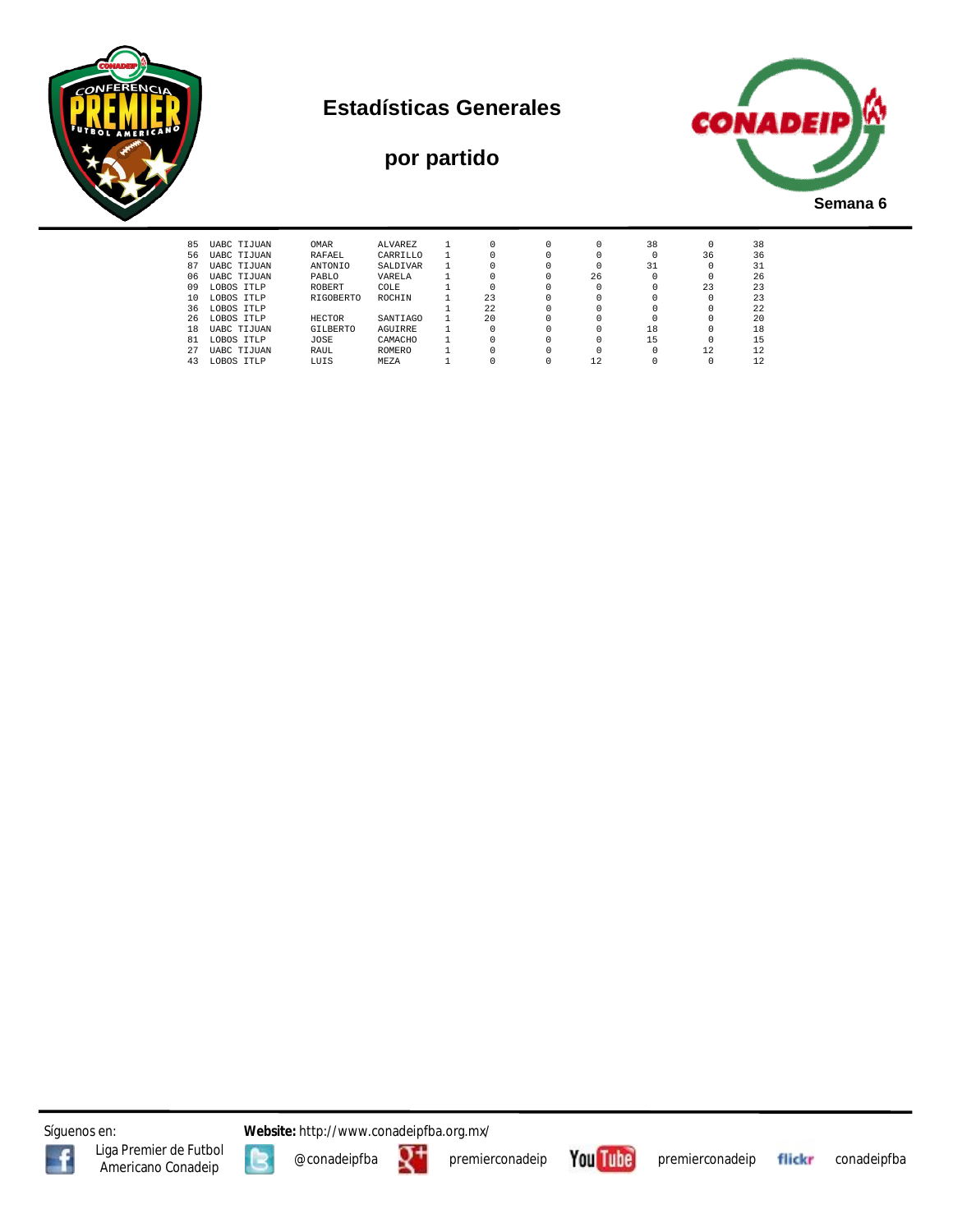# Estadísticas Generales

## por partido

Semana 6

| | | | | | | | | | | |
|---|---|---|---|---|---|---|---|---|---|---|
| 85 | UABC TIJUAN | OMAR | ALVAREZ | 1 | 0 | 0 | 0 | 38 | 0 | 38 |
| 56 | UABC TIJUAN | RAFAEL | CARRILLO | 1 | 0 | 0 | 0 | 0 | 36 | 36 |
| 87 | UABC TIJUAN | ANTONIO | SALDIVAR | 1 | 0 | 0 | 0 | 31 | 0 | 31 |
| 06 | UABC TIJUAN | PABLO | VARELA | 1 | 0 | 0 | 26 | 0 | 0 | 26 |
| 09 | LOBOS ITLP | ROBERT | COLE | 1 | 0 | 0 | 0 | 0 | 23 | 23 |
| 10 | LOBOS ITLP | RIGOBERTO | ROCHIN | 1 | 23 | 0 | 0 | 0 | 0 | 23 |
| 36 | LOBOS ITLP | | | 1 | 22 | 0 | 0 | 0 | 0 | 22 |
| 26 | LOBOS ITLP | HECTOR | SANTIAGO | 1 | 20 | 0 | 0 | 0 | 0 | 20 |
| 18 | UABC TIJUAN | GILBERTO | AGUIRRE | 1 | 0 | 0 | 0 | 18 | 0 | 18 |
| 81 | LOBOS ITLP | JOSE | CAMACHO | 1 | 0 | 0 | 0 | 15 | 0 | 15 |
| 27 | UABC TIJUAN | RAUL | ROMERO | 1 | 0 | 0 | 0 | 0 | 12 | 12 |
| 43 | LOBOS ITLP | LUIS | MEZA | 1 | 0 | 0 | 12 | 0 | 0 | 12 |

Síguenos en: Liga Premier de Futbol Americano Conadeip

**Website:** http://www.conadeipfba.org.mx/

@conadeipfba premierconadeip premierconadeip conadeipfba